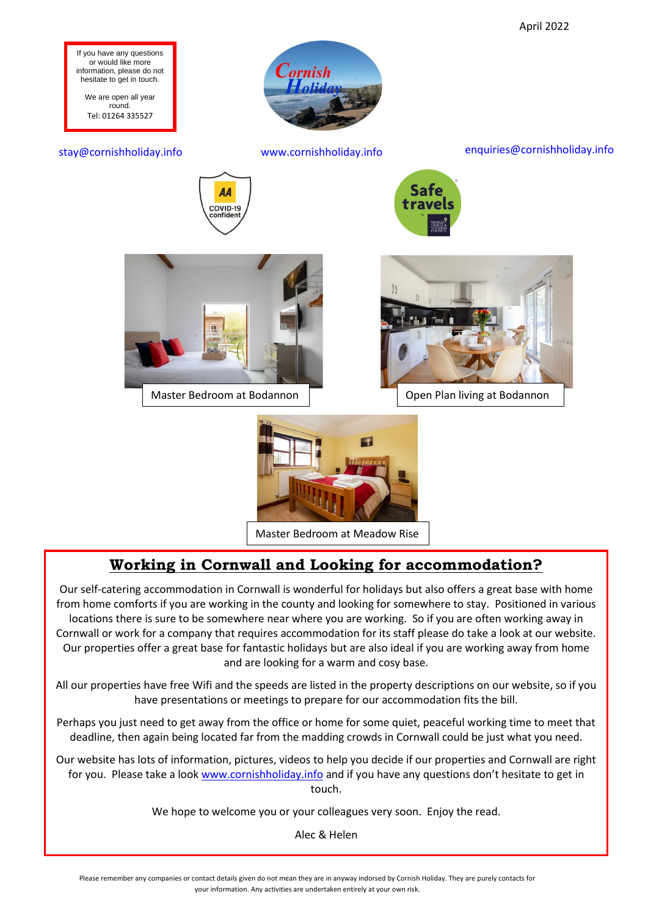April 2022

If you have any questions or would like more information, please do not hesitate to get in touch.

We are open all year round.

Tel: 01264 335527

stay@cornishholiday.info

www.cornishholiday.info

enquiries@cornishholiday.info

Master Bedroom at Bodannon

Open Plan living at Bodannon

Master Bedroom at Meadow Rise

## Working in Cornwall and Looking for accommodation?

Our self-catering accommodation in Cornwall is wonderful for holidays but also offers a great base with home from home comforts if you are working in the county and looking for somewhere to stay. Positioned in various locations there is sure to be somewhere near where you are working. So if you are often working away in Cornwall or work for a company that requires accommodation for its staff please do take a look at our website. Our properties offer a great base for fantastic holidays but are also ideal if you are working away from home and are looking for a warm and cosy base.

All our properties have free Wifi and the speeds are listed in the property descriptions on our website, so if you have presentations or meetings to prepare for our accommodation fits the bill.

Perhaps you just need to get away from the office or home for some quiet, peaceful working time to meet that deadline, then again being located far from the madding crowds in Cornwall could be just what you need.

Our website has lots of information, pictures, videos to help you decide if our properties and Cornwall are right for you. Please take a look www.cornishholiday.info and if you have any questions don't hesitate to get in touch.

We hope to welcome you or your colleagues very soon. Enjoy the read.

Alec & Helen

Please remember any companies or contact details given do not mean they are in anyway indorsed by Cornish Holiday. They are purely contacts for your information. Any activities are undertaken entirely at your own risk.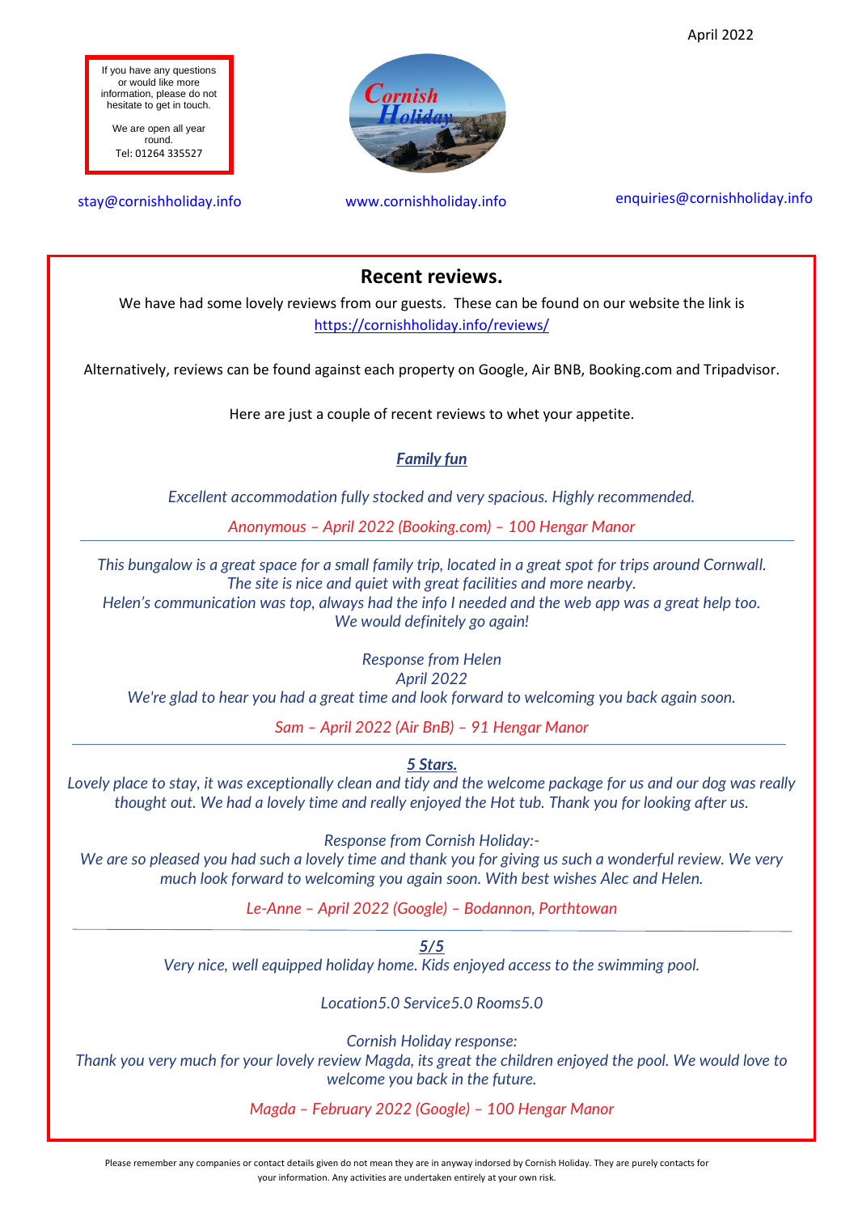April 2022

If you have any questions or would like more information, please do not hesitate to get in touch.

We are open all year round.
Tel: 01264 335527

stay@cornishholiday.info

www.cornishholiday.info

enquiries@cornishholiday.info

## Recent reviews.

We have had some lovely reviews from our guests. These can be found on our website the link is https://cornishholiday.info/reviews/

Alternatively, reviews can be found against each property on Google, Air BNB, Booking.com and Tripadvisor.

Here are just a couple of recent reviews to whet your appetite.

***Family fun***

*Excellent accommodation fully stocked and very spacious. Highly recommended.*

*Anonymous – April 2022 (Booking.com) – 100 Hengar Manor*

---

*This bungalow is a great space for a small family trip, located in a great spot for trips around Cornwall. The site is nice and quiet with great facilities and more nearby.*
*Helen's communication was top, always had the info I needed and the web app was a great help too.*
*We would definitely go again!*

*Response from Helen*
*April 2022*
*We're glad to hear you had a great time and look forward to welcoming you back again soon.*

*Sam – April 2022 (Air BnB) – 91 Hengar Manor*

---

***5 Stars.***
*Lovely place to stay, it was exceptionally clean and tidy and the welcome package for us and our dog was really thought out. We had a lovely time and really enjoyed the Hot tub. Thank you for looking after us.*

*Response from Cornish Holiday:-*
*We are so pleased you had such a lovely time and thank you for giving us such a wonderful review. We very much look forward to welcoming you again soon. With best wishes Alec and Helen.*

*Le-Anne – April 2022 (Google) – Bodannon, Porthtowan*

---

***5/5***
*Very nice, well equipped holiday home. Kids enjoyed access to the swimming pool.*

*Location5.0 Service5.0 Rooms5.0*

*Cornish Holiday response:*
*Thank you very much for your lovely review Magda, its great the children enjoyed the pool. We would love to welcome you back in the future.*

*Magda – February 2022 (Google) – 100 Hengar Manor*

Please remember any companies or contact details given do not mean they are in anyway indorsed by Cornish Holiday. They are purely contacts for your information. Any activities are undertaken entirely at your own risk.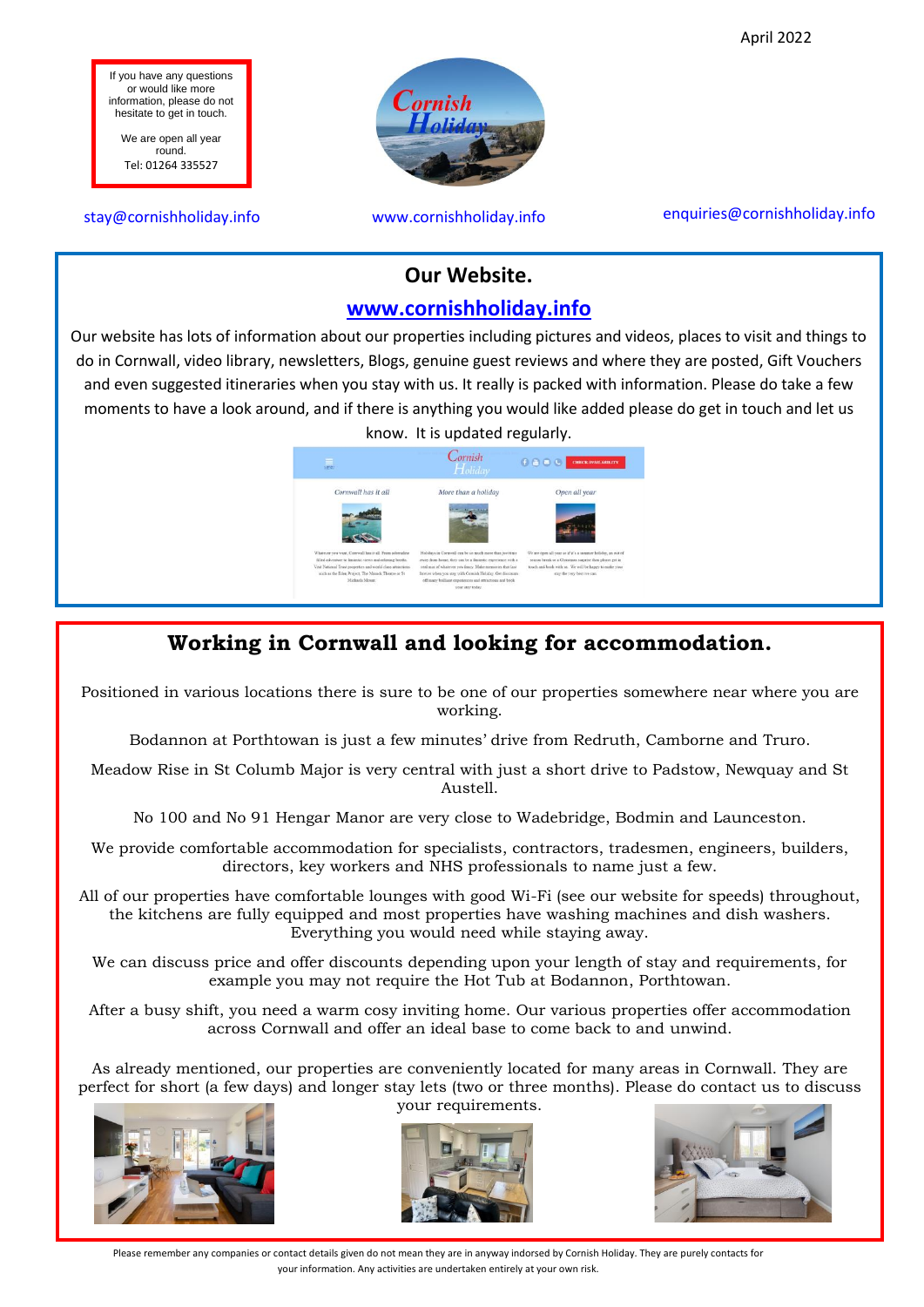April 2022

If you have any questions or would like more information, please do not hesitate to get in touch.

We are open all year round.
Tel: 01264 335527

stay@cornishholiday.info

www.cornishholiday.info

enquiries@cornishholiday.info

## Our Website.

**www.cornishholiday.info**

Our website has lots of information about our properties including pictures and videos, places to visit and things to do in Cornwall, video library, newsletters, Blogs, genuine guest reviews and where they are posted, Gift Vouchers and even suggested itineraries when you stay with us. It really is packed with information. Please do take a few moments to have a look around, and if there is anything you would like added please do get in touch and let us know. It is updated regularly.

## Working in Cornwall and looking for accommodation.

Positioned in various locations there is sure to be one of our properties somewhere near where you are working.

Bodannon at Porthtowan is just a few minutes' drive from Redruth, Camborne and Truro.

Meadow Rise in St Columb Major is very central with just a short drive to Padstow, Newquay and St Austell.

No 100 and No 91 Hengar Manor are very close to Wadebridge, Bodmin and Launceston.

We provide comfortable accommodation for specialists, contractors, tradesmen, engineers, builders, directors, key workers and NHS professionals to name just a few.

All of our properties have comfortable lounges with good Wi-Fi (see our website for speeds) throughout, the kitchens are fully equipped and most properties have washing machines and dish washers. Everything you would need while staying away.

We can discuss price and offer discounts depending upon your length of stay and requirements, for example you may not require the Hot Tub at Bodannon, Porthtowan.

After a busy shift, you need a warm cosy inviting home. Our various properties offer accommodation across Cornwall and offer an ideal base to come back to and unwind.

As already mentioned, our properties are conveniently located for many areas in Cornwall. They are perfect for short (a few days) and longer stay lets (two or three months). Please do contact us to discuss your requirements.

Please remember any companies or contact details given do not mean they are in anyway indorsed by Cornish Holiday. They are purely contacts for your information. Any activities are undertaken entirely at your own risk.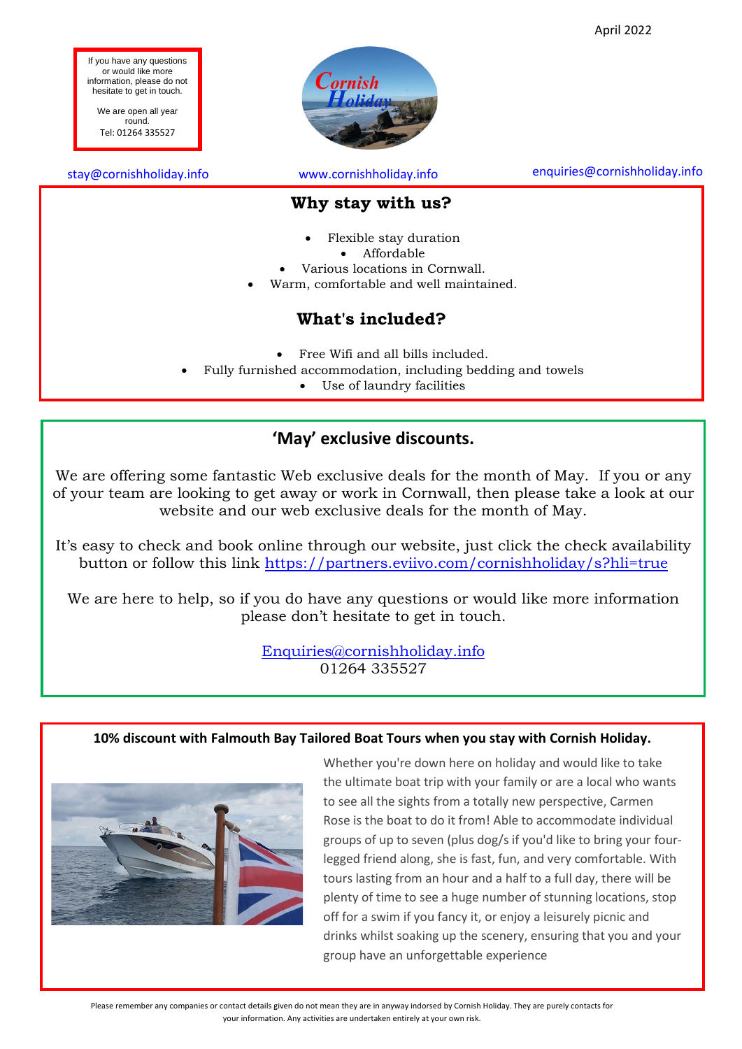April 2022

If you have any questions or would like more information, please do not hesitate to get in touch.

We are open all year round.
Tel: 01264 335527

stay@cornishholiday.info

www.cornishholiday.info

enquiries@cornishholiday.info

## Why stay with us?

- Flexible stay duration
- Affordable
- Various locations in Cornwall.
- Warm, comfortable and well maintained.

## What's included?

- Free Wifi and all bills included.
- Fully furnished accommodation, including bedding and towels
- Use of laundry facilities

## 'May' exclusive discounts.

We are offering some fantastic Web exclusive deals for the month of May. If you or any of your team are looking to get away or work in Cornwall, then please take a look at our website and our web exclusive deals for the month of May.

It's easy to check and book online through our website, just click the check availability button or follow this link https://partners.eviivo.com/cornishholiday/s?hli=true

We are here to help, so if you do have any questions or would like more information please don't hesitate to get in touch.

Enquiries@cornishholiday.info
01264 335527

**10% discount with Falmouth Bay Tailored Boat Tours when you stay with Cornish Holiday.**

Whether you're down here on holiday and would like to take the ultimate boat trip with your family or are a local who wants to see all the sights from a totally new perspective, Carmen Rose is the boat to do it from! Able to accommodate individual groups of up to seven (plus dog/s if you'd like to bring your four-legged friend along, she is fast, fun, and very comfortable. With tours lasting from an hour and a half to a full day, there will be plenty of time to see a huge number of stunning locations, stop off for a swim if you fancy it, or enjoy a leisurely picnic and drinks whilst soaking up the scenery, ensuring that you and your group have an unforgettable experience

Please remember any companies or contact details given do not mean they are in anyway indorsed by Cornish Holiday. They are purely contacts for your information. Any activities are undertaken entirely at your own risk.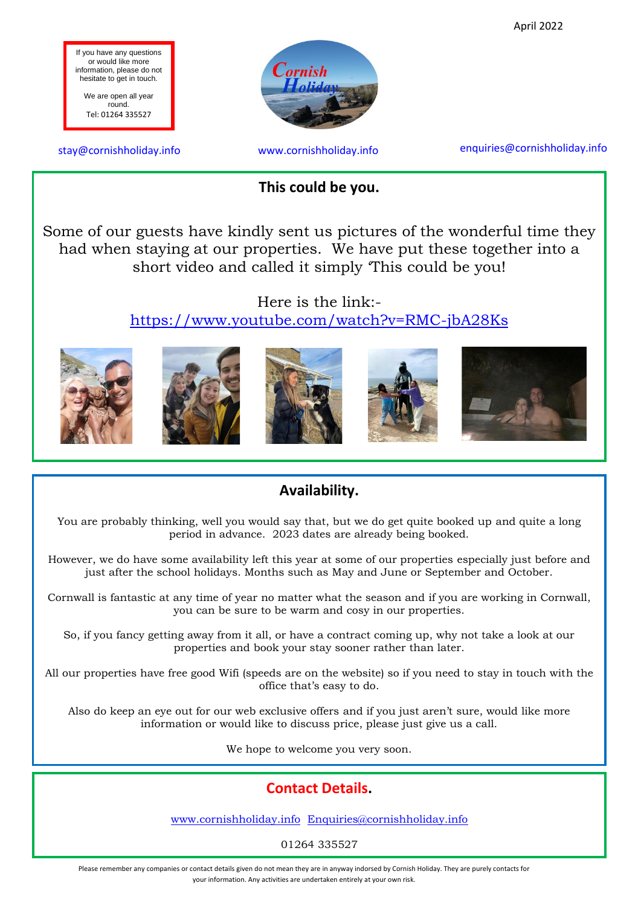April 2022

If you have any questions or would like more information, please do not hesitate to get in touch.

We are open all year round.
Tel: 01264 335527

Cornish Holiday

stay@cornishholiday.info

www.cornishholiday.info

enquiries@cornishholiday.info

## This could be you.

Some of our guests have kindly sent us pictures of the wonderful time they had when staying at our properties. We have put these together into a short video and called it simply 'This could be you!

Here is the link:-
https://www.youtube.com/watch?v=RMC-jbA28Ks

## Availability.

You are probably thinking, well you would say that, but we do get quite booked up and quite a long period in advance. 2023 dates are already being booked.

However, we do have some availability left this year at some of our properties especially just before and just after the school holidays. Months such as May and June or September and October.

Cornwall is fantastic at any time of year no matter what the season and if you are working in Cornwall, you can be sure to be warm and cosy in our properties.

So, if you fancy getting away from it all, or have a contract coming up, why not take a look at our properties and book your stay sooner rather than later.

All our properties have free good Wifi (speeds are on the website) so if you need to stay in touch with the office that's easy to do.

Also do keep an eye out for our web exclusive offers and if you just aren't sure, would like more information or would like to discuss price, please just give us a call.

We hope to welcome you very soon.

## Contact Details.

www.cornishholiday.info Enquiries@cornishholiday.info

01264 335527

Please remember any companies or contact details given do not mean they are in anyway indorsed by Cornish Holiday. They are purely contacts for your information. Any activities are undertaken entirely at your own risk.